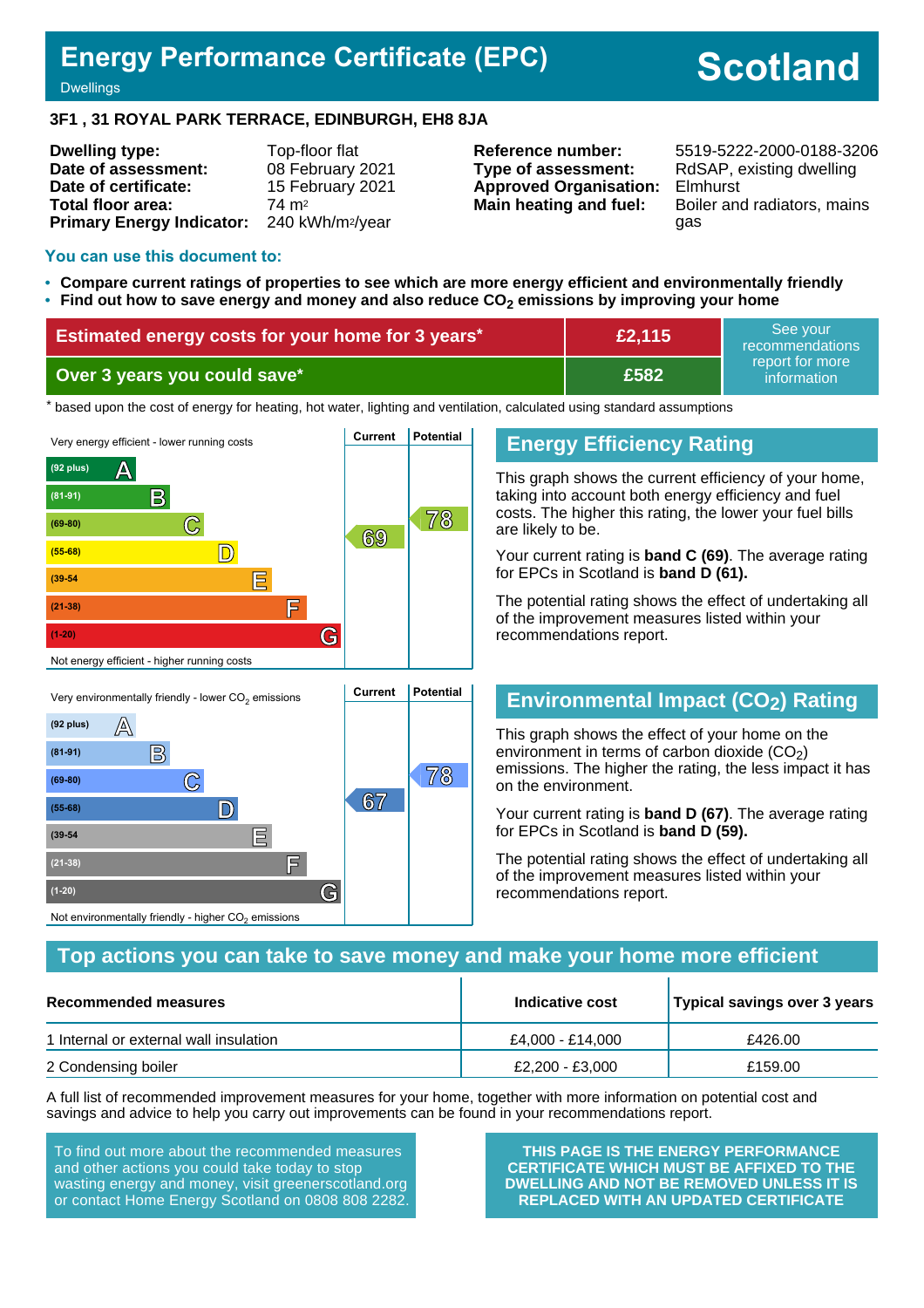# Energy Performance Certificate (EPC)

Dwellings

# Scotland

**3F1 , 31 ROYAL PARK TERRACE, EDINBURGH, EH8 8JA**

| | | | |
|---|---|---|---|
| **Dwelling type:** | Top-floor flat | **Reference number:** | 5519-5222-2000-0188-3206 |
| **Date of assessment:** | 08 February 2021 | **Type of assessment:** | RdSAP, existing dwelling |
| **Date of certificate:** | 15 February 2021 | **Approved Organisation:** | Elmhurst |
| **Total floor area:** | 74 m² | **Main heating and fuel:** | Boiler and radiators, mains gas |
| **Primary Energy Indicator:** | 240 kWh/m²/year | | |

## You can use this document to:

- **Compare current ratings of properties to see which are more energy efficient and environmentally friendly**
- **Find out how to save energy and money and also reduce $CO_2$ emissions by improving your home**

| | | |
|---|---|---|
| **Estimated energy costs for your home for 3 years*** | **£2,115** | See your recommendations report for more information |
| **Over 3 years you could save*** | **£582** | |

* based upon the cost of energy for heating, hot water, lighting and ventilation, calculated using standard assumptions

| Band | Energy Efficiency Current | Energy Efficiency Potential | Environmental Impact Current | Environmental Impact Potential |
|---|---|---|---|---|
| (92 plus) A | | | | |
| (81-91) B | | | | |
| (69-80) C | 69 | 78 | | 78 |
| (55-68) D | | | 67 | |
| (39-54) E | | | | |
| (21-38) F | | | | |
| (1-20) G | | | | |

Energy efficiency: Very energy efficient - lower running costs / Not energy efficient - higher running costs

Environmental impact: Very environmentally friendly - lower $CO_2$ emissions / Not environmentally friendly - higher $CO_2$ emissions

## Energy Efficiency Rating

This graph shows the current efficiency of your home, taking into account both energy efficiency and fuel costs. The higher this rating, the lower your fuel bills are likely to be.

Your current rating is **band C (69)**. The average rating for EPCs in Scotland is **band D (61).**

The potential rating shows the effect of undertaking all of the improvement measures listed within your recommendations report.

## Environmental Impact ($CO_2$) Rating

This graph shows the effect of your home on the environment in terms of carbon dioxide ($CO_2$) emissions. The higher the rating, the less impact it has on the environment.

Your current rating is **band D (67)**. The average rating for EPCs in Scotland is **band D (59).**

The potential rating shows the effect of undertaking all of the improvement measures listed within your recommendations report.

## Top actions you can take to save money and make your home more efficient

| Recommended measures | Indicative cost | Typical savings over 3 years |
|---|---|---|
| 1 Internal or external wall insulation | £4,000 - £14,000 | £426.00 |
| 2 Condensing boiler | £2,200 - £3,000 | £159.00 |

A full list of recommended improvement measures for your home, together with more information on potential cost and savings and advice to help you carry out improvements can be found in your recommendations report.

To find out more about the recommended measures and other actions you could take today to stop wasting energy and money, visit greenerscotland.org or contact Home Energy Scotland on 0808 808 2282.

**THIS PAGE IS THE ENERGY PERFORMANCE CERTIFICATE WHICH MUST BE AFFIXED TO THE DWELLING AND NOT BE REMOVED UNLESS IT IS REPLACED WITH AN UPDATED CERTIFICATE**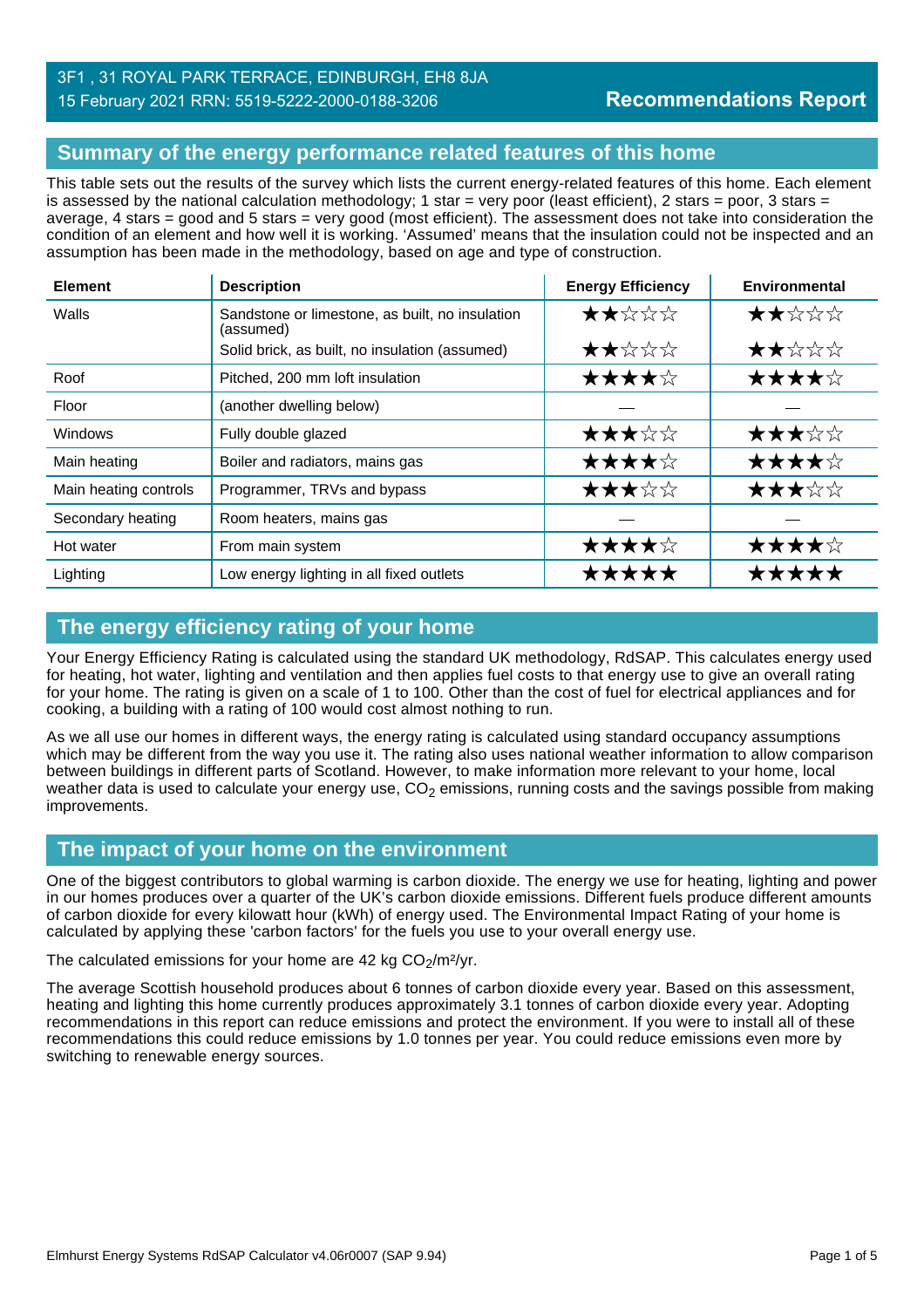3F1 , 31 ROYAL PARK TERRACE, EDINBURGH, EH8 8JA
15 February 2021 RRN: 5519-5222-2000-0188-3206

**Recommendations Report**

## Summary of the energy performance related features of this home

This table sets out the results of the survey which lists the current energy-related features of this home. Each element is assessed by the national calculation methodology; 1 star = very poor (least efficient), 2 stars = poor, 3 stars = average, 4 stars = good and 5 stars = very good (most efficient). The assessment does not take into consideration the condition of an element and how well it is working. 'Assumed' means that the insulation could not be inspected and an assumption has been made in the methodology, based on age and type of construction.

| Element | Description | Energy Efficiency | Environmental |
|---|---|---|---|
| Walls | Sandstone or limestone, as built, no insulation (assumed) | ★★☆☆☆ | ★★☆☆☆ |
| | Solid brick, as built, no insulation (assumed) | ★★☆☆☆ | ★★☆☆☆ |
| Roof | Pitched, 200 mm loft insulation | ★★★★☆ | ★★★★☆ |
| Floor | (another dwelling below) | — | — |
| Windows | Fully double glazed | ★★★☆☆ | ★★★☆☆ |
| Main heating | Boiler and radiators, mains gas | ★★★★☆ | ★★★★☆ |
| Main heating controls | Programmer, TRVs and bypass | ★★★☆☆ | ★★★☆☆ |
| Secondary heating | Room heaters, mains gas | — | — |
| Hot water | From main system | ★★★★☆ | ★★★★☆ |
| Lighting | Low energy lighting in all fixed outlets | ★★★★★ | ★★★★★ |

## The energy efficiency rating of your home

Your Energy Efficiency Rating is calculated using the standard UK methodology, RdSAP. This calculates energy used for heating, hot water, lighting and ventilation and then applies fuel costs to that energy use to give an overall rating for your home. The rating is given on a scale of 1 to 100. Other than the cost of fuel for electrical appliances and for cooking, a building with a rating of 100 would cost almost nothing to run.

As we all use our homes in different ways, the energy rating is calculated using standard occupancy assumptions which may be different from the way you use it. The rating also uses national weather information to allow comparison between buildings in different parts of Scotland. However, to make information more relevant to your home, local weather data is used to calculate your energy use, $CO_2$ emissions, running costs and the savings possible from making improvements.

## The impact of your home on the environment

One of the biggest contributors to global warming is carbon dioxide. The energy we use for heating, lighting and power in our homes produces over a quarter of the UK's carbon dioxide emissions. Different fuels produce different amounts of carbon dioxide for every kilowatt hour (kWh) of energy used. The Environmental Impact Rating of your home is calculated by applying these 'carbon factors' for the fuels you use to your overall energy use.

The calculated emissions for your home are 42 kg $CO_2$/m²/yr.

The average Scottish household produces about 6 tonnes of carbon dioxide every year. Based on this assessment, heating and lighting this home currently produces approximately 3.1 tonnes of carbon dioxide every year. Adopting recommendations in this report can reduce emissions and protect the environment. If you were to install all of these recommendations this could reduce emissions by 1.0 tonnes per year. You could reduce emissions even more by switching to renewable energy sources.

Elmhurst Energy Systems RdSAP Calculator v4.06r0007 (SAP 9.94)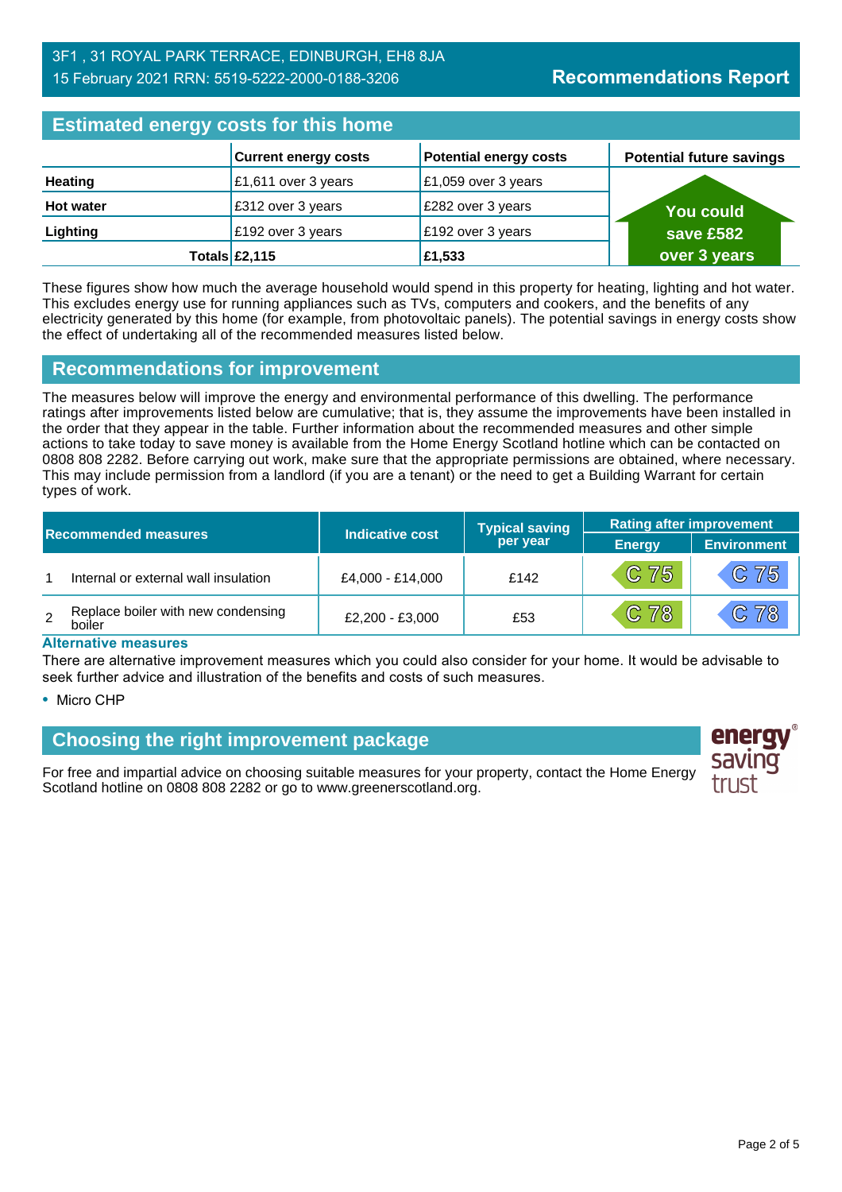3F1 , 31 ROYAL PARK TERRACE, EDINBURGH, EH8 8JA
15 February 2021 RRN: 5519-5222-2000-0188-3206

**Recommendations Report**

## Estimated energy costs for this home

| | Current energy costs | Potential energy costs | Potential future savings |
|---|---|---|---|
| **Heating** | £1,611 over 3 years | £1,059 over 3 years | You could save £582 over 3 years |
| **Hot water** | £312 over 3 years | £282 over 3 years | |
| **Lighting** | £192 over 3 years | £192 over 3 years | |
| **Totals** | **£2,115** | **£1,533** | |

These figures show how much the average household would spend in this property for heating, lighting and hot water. This excludes energy use for running appliances such as TVs, computers and cookers, and the benefits of any electricity generated by this home (for example, from photovoltaic panels). The potential savings in energy costs show the effect of undertaking all of the recommended measures listed below.

## Recommendations for improvement

The measures below will improve the energy and environmental performance of this dwelling. The performance ratings after improvements listed below are cumulative; that is, they assume the improvements have been installed in the order that they appear in the table. Further information about the recommended measures and other simple actions to take today to save money is available from the Home Energy Scotland hotline which can be contacted on 0808 808 2282. Before carrying out work, make sure that the appropriate permissions are obtained, where necessary. This may include permission from a landlord (if you are a tenant) or the need to get a Building Warrant for certain types of work.

| Recommended measures | | Indicative cost | Typical saving per year | Rating after improvement | |
|---|---|---|---|---|---|
| | | | | Energy | Environment |
| 1 | Internal or external wall insulation | £4,000 - £14,000 | £142 | C 75 | C 75 |
| 2 | Replace boiler with new condensing boiler | £2,200 - £3,000 | £53 | C 78 | C 78 |

### Alternative measures

There are alternative improvement measures which you could also consider for your home. It would be advisable to seek further advice and illustration of the benefits and costs of such measures.

- Micro CHP

## Choosing the right improvement package

For free and impartial advice on choosing suitable measures for your property, contact the Home Energy Scotland hotline on 0808 808 2282 or go to www.greenerscotland.org.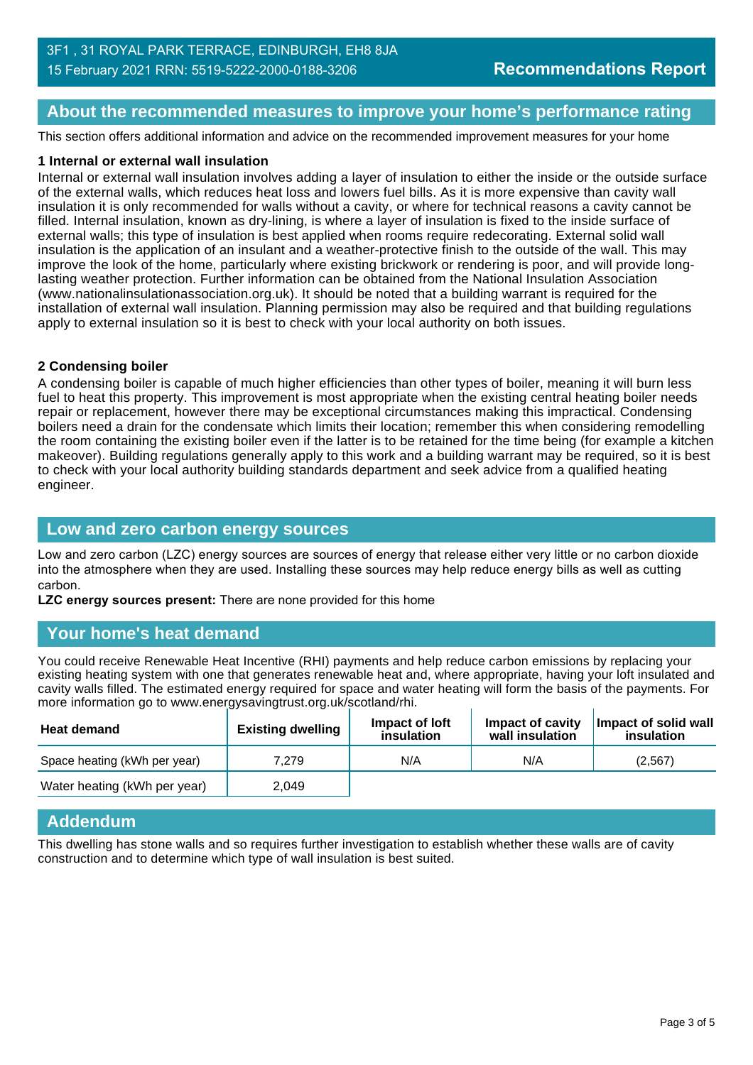3F1 , 31 ROYAL PARK TERRACE, EDINBURGH, EH8 8JA
15 February 2021 RRN: 5519-5222-2000-0188-3206

**Recommendations Report**

## About the recommended measures to improve your home's performance rating

This section offers additional information and advice on the recommended improvement measures for your home

**1 Internal or external wall insulation**

Internal or external wall insulation involves adding a layer of insulation to either the inside or the outside surface of the external walls, which reduces heat loss and lowers fuel bills. As it is more expensive than cavity wall insulation it is only recommended for walls without a cavity, or where for technical reasons a cavity cannot be filled. Internal insulation, known as dry-lining, is where a layer of insulation is fixed to the inside surface of external walls; this type of insulation is best applied when rooms require redecorating. External solid wall insulation is the application of an insulant and a weather-protective finish to the outside of the wall. This may improve the look of the home, particularly where existing brickwork or rendering is poor, and will provide long-lasting weather protection. Further information can be obtained from the National Insulation Association (www.nationalinsulationassociation.org.uk). It should be noted that a building warrant is required for the installation of external wall insulation. Planning permission may also be required and that building regulations apply to external insulation so it is best to check with your local authority on both issues.

**2 Condensing boiler**

A condensing boiler is capable of much higher efficiencies than other types of boiler, meaning it will burn less fuel to heat this property. This improvement is most appropriate when the existing central heating boiler needs repair or replacement, however there may be exceptional circumstances making this impractical. Condensing boilers need a drain for the condensate which limits their location; remember this when considering remodelling the room containing the existing boiler even if the latter is to be retained for the time being (for example a kitchen makeover). Building regulations generally apply to this work and a building warrant may be required, so it is best to check with your local authority building standards department and seek advice from a qualified heating engineer.

## Low and zero carbon energy sources

Low and zero carbon (LZC) energy sources are sources of energy that release either very little or no carbon dioxide into the atmosphere when they are used. Installing these sources may help reduce energy bills as well as cutting carbon.

**LZC energy sources present:** There are none provided for this home

## Your home's heat demand

You could receive Renewable Heat Incentive (RHI) payments and help reduce carbon emissions by replacing your existing heating system with one that generates renewable heat and, where appropriate, having your loft insulated and cavity walls filled. The estimated energy required for space and water heating will form the basis of the payments. For more information go to www.energysavingtrust.org.uk/scotland/rhi.

| Heat demand | Existing dwelling | Impact of loft insulation | Impact of cavity wall insulation | Impact of solid wall insulation |
|---|---|---|---|---|
| Space heating (kWh per year) | 7,279 | N/A | N/A | (2,567) |
| Water heating (kWh per year) | 2,049 | | | |

## Addendum

This dwelling has stone walls and so requires further investigation to establish whether these walls are of cavity construction and to determine which type of wall insulation is best suited.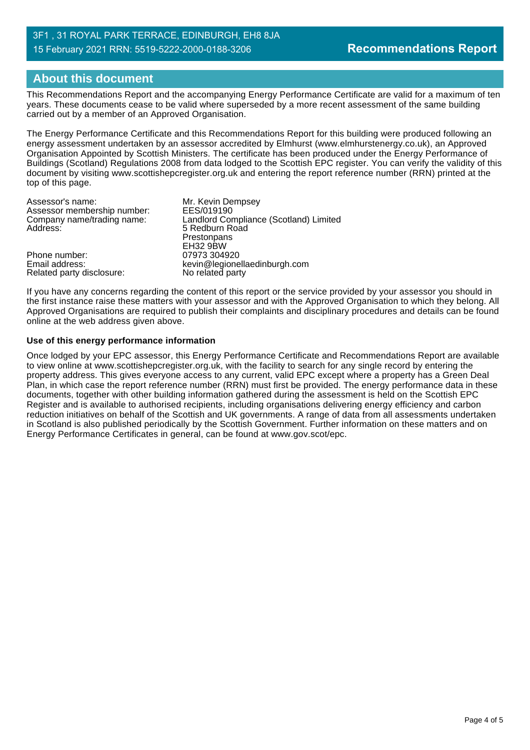## About this document

This Recommendations Report and the accompanying Energy Performance Certificate are valid for a maximum of ten years. These documents cease to be valid where superseded by a more recent assessment of the same building carried out by a member of an Approved Organisation.

The Energy Performance Certificate and this Recommendations Report for this building were produced following an energy assessment undertaken by an assessor accredited by Elmhurst (www.elmhurstenergy.co.uk), an Approved Organisation Appointed by Scottish Ministers. The certificate has been produced under the Energy Performance of Buildings (Scotland) Regulations 2008 from data lodged to the Scottish EPC register. You can verify the validity of this document by visiting www.scottishepcregister.org.uk and entering the report reference number (RRN) printed at the top of this page.

| | |
|---|---|
| Assessor's name: | Mr. Kevin Dempsey |
| Assessor membership number: | EES/019190 |
| Company name/trading name: | Landlord Compliance (Scotland) Limited |
| Address: | 5 Redburn Road<br>Prestonpans<br>EH32 9BW |
| Phone number: | 07973 304920 |
| Email address: | kevin@legionellaedinburgh.com |
| Related party disclosure: | No related party |

If you have any concerns regarding the content of this report or the service provided by your assessor you should in the first instance raise these matters with your assessor and with the Approved Organisation to which they belong. All Approved Organisations are required to publish their complaints and disciplinary procedures and details can be found online at the web address given above.

**Use of this energy performance information**

Once lodged by your EPC assessor, this Energy Performance Certificate and Recommendations Report are available to view online at www.scottishepcregister.org.uk, with the facility to search for any single record by entering the property address. This gives everyone access to any current, valid EPC except where a property has a Green Deal Plan, in which case the report reference number (RRN) must first be provided. The energy performance data in these documents, together with other building information gathered during the assessment is held on the Scottish EPC Register and is available to authorised recipients, including organisations delivering energy efficiency and carbon reduction initiatives on behalf of the Scottish and UK governments. A range of data from all assessments undertaken in Scotland is also published periodically by the Scottish Government. Further information on these matters and on Energy Performance Certificates in general, can be found at www.gov.scot/epc.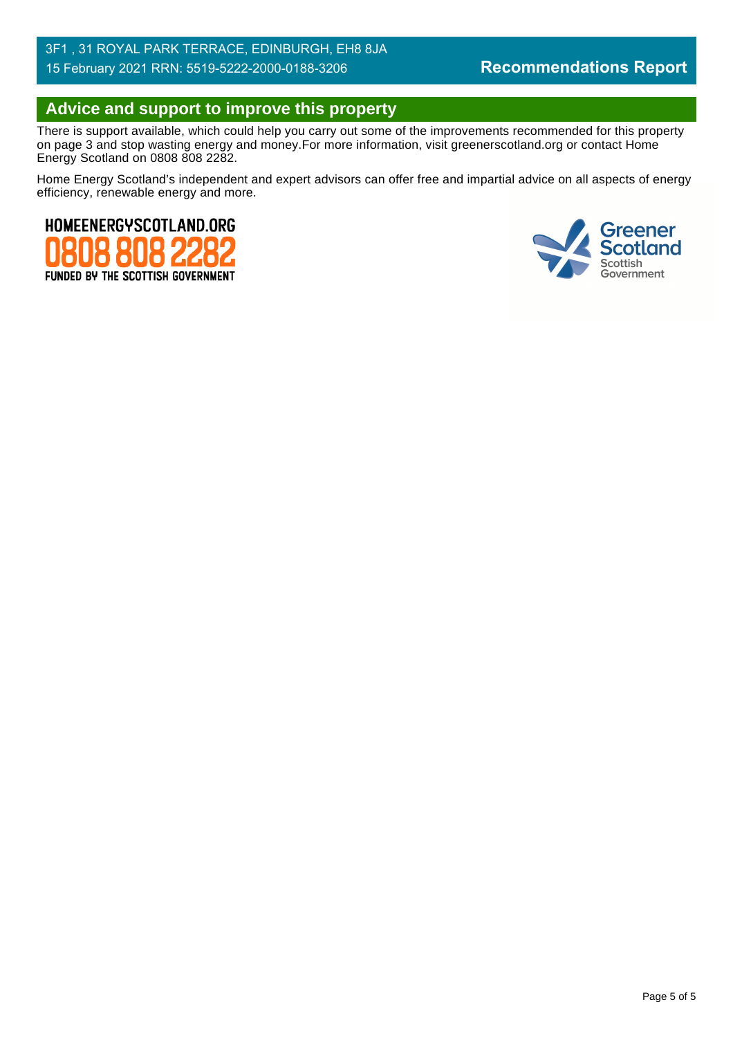## Advice and support to improve this property

There is support available, which could help you carry out some of the improvements recommended for this property on page 3 and stop wasting energy and money.For more information, visit greenerscotland.org or contact Home Energy Scotland on 0808 808 2282.

Home Energy Scotland's independent and expert advisors can offer free and impartial advice on all aspects of energy efficiency, renewable energy and more.

HOMEENERGYSCOTLAND.ORG
0808 808 2282
FUNDED BY THE SCOTTISH GOVERNMENT

Greener Scotland
Scottish Government